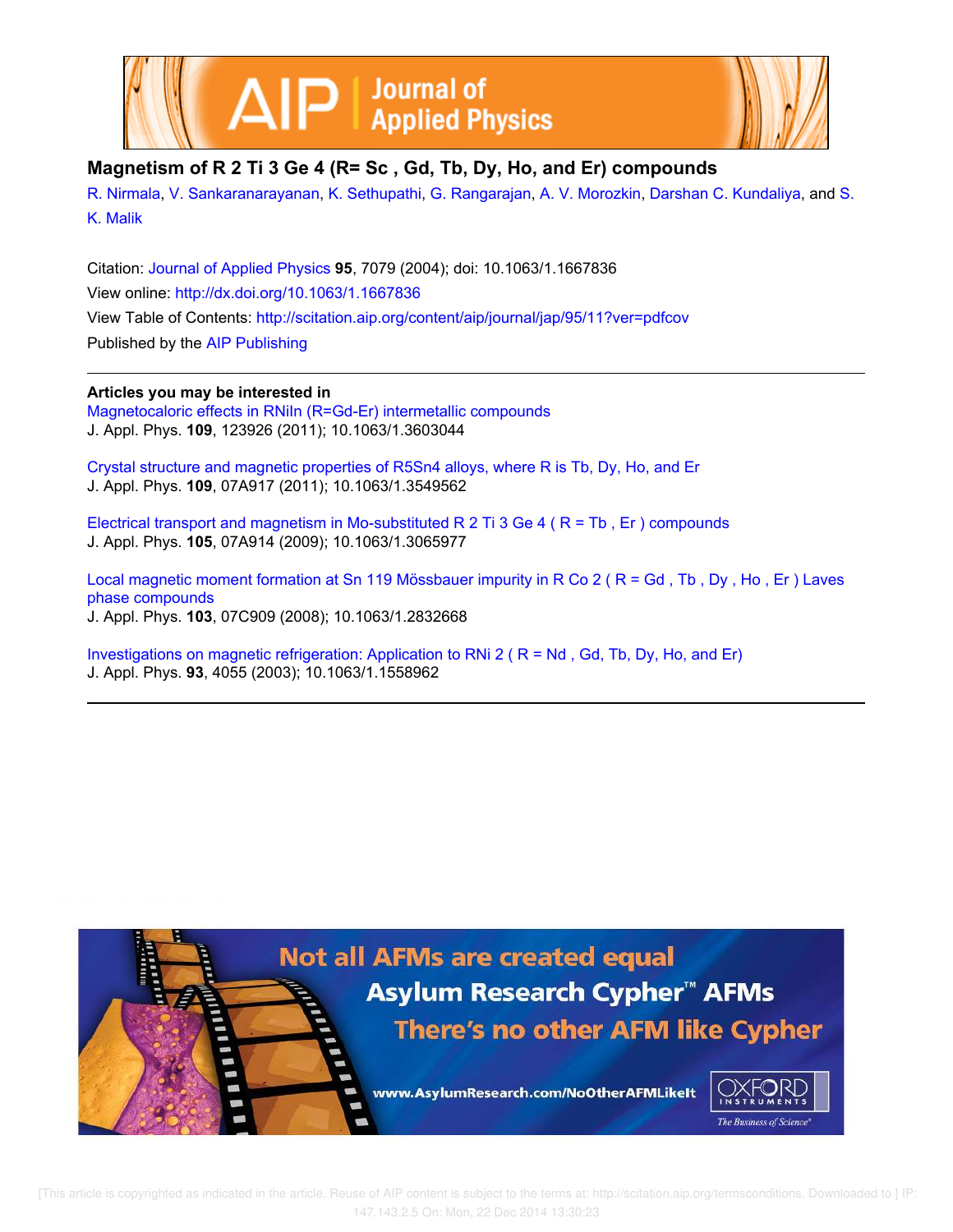# Magnetism of $R_2Ti_3Ge_4$ (R= Sc , Gd, Tb, Dy, Ho, and Er) compounds

R. Nirmala, V. Sankaranarayanan, K. Sethupathi, G. Rangarajan, A. V. Morozkin, Darshan C. Kundaliya, and S. K. Malik

Citation: Journal of Applied Physics **95**, 7079 (2004); doi: 10.1063/1.1667836

View online: http://dx.doi.org/10.1063/1.1667836

View Table of Contents: http://scitation.aip.org/content/aip/journal/jap/95/11?ver=pdfcov

Published by the AIP Publishing

---

**Articles you may be interested in**

Magnetocaloric effects in RNiIn (R=Gd-Er) intermetallic compounds
J. Appl. Phys. **109**, 123926 (2011); 10.1063/1.3603044

Crystal structure and magnetic properties of $R_5Sn_4$ alloys, where R is Tb, Dy, Ho, and Er
J. Appl. Phys. **109**, 07A917 (2011); 10.1063/1.3549562

Electrical transport and magnetism in Mo-substituted $R_2Ti_3Ge_4$ ( R = Tb , Er ) compounds
J. Appl. Phys. **105**, 07A914 (2009); 10.1063/1.3065977

Local magnetic moment formation at Sn 119 Mössbauer impurity in $RCo_2$ ( R = Gd , Tb , Dy , Ho , Er ) Laves phase compounds
J. Appl. Phys. **103**, 07C909 (2008); 10.1063/1.2832668

Investigations on magnetic refrigeration: Application to $RNi_2$ ( R = Nd , Gd, Tb, Dy, Ho, and Er)
J. Appl. Phys. **93**, 4055 (2003); 10.1063/1.1558962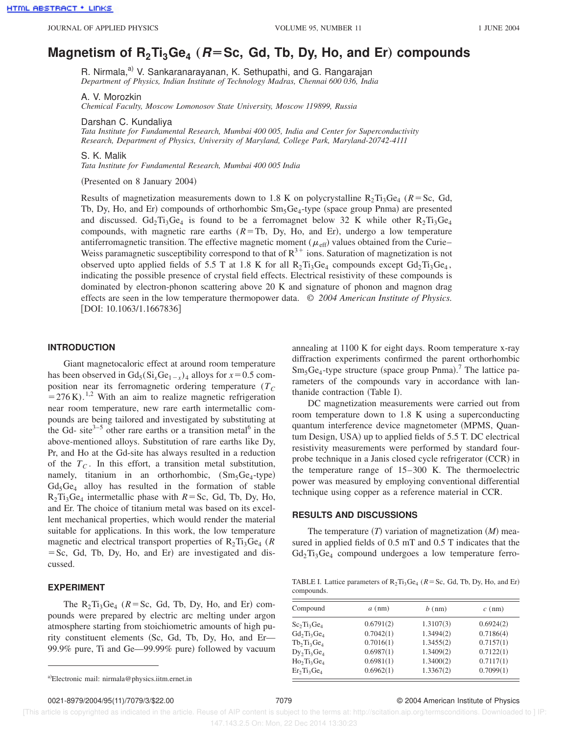# Magnetism of $R_2Ti_3Ge_4$ ($R$=Sc, Gd, Tb, Dy, Ho, and Er) compounds

R. Nirmala,[a)] V. Sankaranarayanan, K. Sethupathi, and G. Rangarajan
*Department of Physics, Indian Institute of Technology Madras, Chennai 600 036, India*

A. V. Morozkin
*Chemical Faculty, Moscow Lomonosov State University, Moscow 119899, Russia*

Darshan C. Kundaliya
*Tata Institute for Fundamental Research, Mumbai 400 005, India and Center for Superconductivity Research, Department of Physics, University of Maryland, College Park, Maryland-20742-4111*

S. K. Malik
*Tata Institute for Fundamental Research, Mumbai 400 005 India*

(Presented on 8 January 2004)

Results of magnetization measurements down to 1.8 K on polycrystalline $R_2Ti_3Ge_4$ ($R$=Sc, Gd, Tb, Dy, Ho, and Er) compounds of orthorhombic $Sm_5Ge_4$-type (space group Pnma) are presented and discussed. $Gd_2Ti_3Ge_4$ is found to be a ferromagnet below 32 K while other $R_2Ti_3Ge_4$ compounds, with magnetic rare earths ($R$=Tb, Dy, Ho, and Er), undergo a low temperature antiferromagnetic transition. The effective magnetic moment ($\mu_{eff}$) values obtained from the Curie–Weiss paramagnetic susceptibility correspond to that of $R^{3+}$ ions. Saturation of magnetization is not observed upto applied fields of 5.5 T at 1.8 K for all $R_2Ti_3Ge_4$ compounds except $Gd_2Ti_3Ge_4$, indicating the possible presence of crystal field effects. Electrical resistivity of these compounds is dominated by electron-phonon scattering above 20 K and signature of phonon and magnon drag effects are seen in the low temperature thermopower data. © *2004 American Institute of Physics.* [DOI: 10.1063/1.1667836]

## INTRODUCTION

Giant magnetocaloric effect at around room temperature has been observed in $Gd_5(Si_xGe_{1-x})_4$ alloys for $x$=0.5 composition near its ferromagnetic ordering temperature ($T_C$=276 K).[1,2] With an aim to realize magnetic refrigeration near room temperature, new rare earth intermetallic compounds are being tailored and investigated by substituting at the Gd- site[3–5] other rare earths or a transition metal[6] in the above-mentioned alloys. Substitution of rare earths like Dy, Pr, and Ho at the Gd-site has always resulted in a reduction of the $T_C$. In this effort, a transition metal substitution, namely, titanium in an orthorhombic, ($Sm_5Ge_4$-type) $Gd_5Ge_4$ alloy has resulted in the formation of stable $R_2Ti_3Ge_4$ intermetallic phase with $R$=Sc, Gd, Tb, Dy, Ho, and Er. The choice of titanium metal was based on its excellent mechanical properties, which would render the material suitable for applications. In this work, the low temperature magnetic and electrical transport properties of $R_2Ti_3Ge_4$ ($R$=Sc, Gd, Tb, Dy, Ho, and Er) are investigated and discussed.

## EXPERIMENT

The $R_2Ti_3Ge_4$ ($R$=Sc, Gd, Tb, Dy, Ho, and Er) compounds were prepared by electric arc melting under argon atmosphere starting from stoichiometric amounts of high purity constituent elements (Sc, Gd, Tb, Dy, Ho, and Er—99.9% pure, Ti and Ge—99.99% pure) followed by vacuum annealing at 1100 K for eight days. Room temperature x-ray diffraction experiments confirmed the parent orthorhombic $Sm_5Ge_4$-type structure (space group Pnma).[7] The lattice parameters of the compounds vary in accordance with lanthanide contraction (Table I).

DC magnetization measurements were carried out from room temperature down to 1.8 K using a superconducting quantum interference device magnetometer (MPMS, Quantum Design, USA) up to applied fields of 5.5 T. DC electrical resistivity measurements were performed by standard four-probe technique in a Janis closed cycle refrigerator (CCR) in the temperature range of 15–300 K. The thermoelectric power was measured by employing conventional differential technique using copper as a reference material in CCR.

## RESULTS AND DISCUSSIONS

The temperature ($T$) variation of magnetization ($M$) measured in applied fields of 0.5 mT and 0.5 T indicates that the $Gd_2Ti_3Ge_4$ compound undergoes a low temperature ferro-

TABLE I. Lattice parameters of $R_2Ti_3Ge_4$ ($R$=Sc, Gd, Tb, Dy, Ho, and Er) compounds.

| Compound | $a$ (nm) | $b$ (nm) | $c$ (nm) |
|---|---|---|---|
| $Sc_2Ti_3Ge_4$ | 0.6791(2) | 1.3107(3) | 0.6924(2) |
| $Gd_2Ti_3Ge_4$ | 0.7042(1) | 1.3494(2) | 0.7186(4) |
| $Tb_2Ti_3Ge_4$ | 0.7016(1) | 1.3455(2) | 0.7157(1) |
| $Dy_2Ti_3Ge_4$ | 0.6987(1) | 1.3409(2) | 0.7122(1) |
| $Ho_2Ti_3Ge_4$ | 0.6981(1) | 1.3400(2) | 0.7117(1) |
| $Er_2Ti_3Ge_4$ | 0.6962(1) | 1.3367(2) | 0.7099(1) |

a)Electronic mail: nirmala@physics.iitm.ernet.in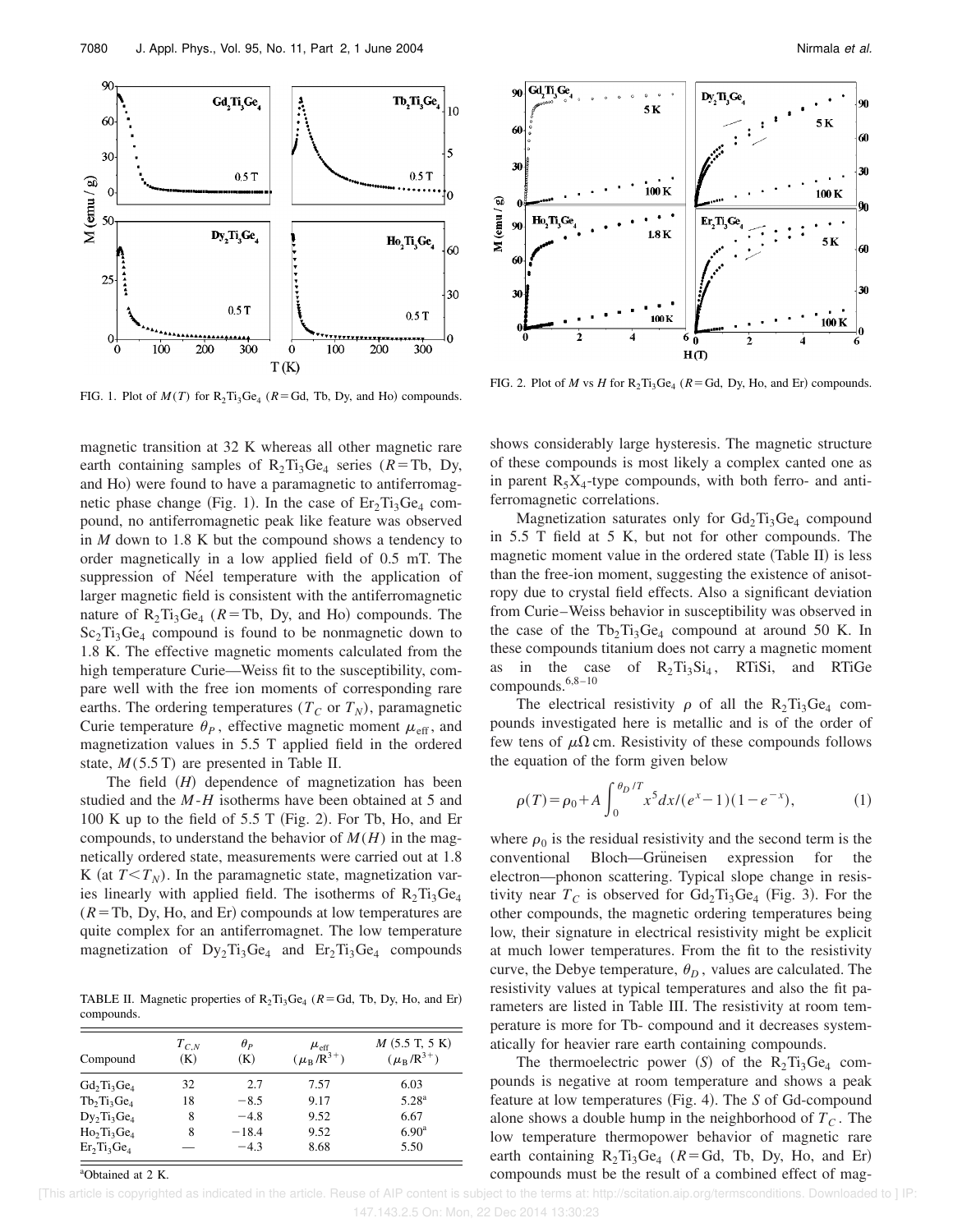FIG. 1. Plot of $M(T)$ for $R_2Ti_3Ge_4$ ($R$=Gd, Tb, Dy, and Ho) compounds.

FIG. 2. Plot of $M$ vs $H$ for $R_2Ti_3Ge_4$ ($R$=Gd, Dy, Ho, and Er) compounds.

magnetic transition at 32 K whereas all other magnetic rare earth containing samples of $R_2Ti_3Ge_4$ series ($R$=Tb, Dy, and Ho) were found to have a paramagnetic to antiferromagnetic phase change (Fig. 1). In the case of $Er_2Ti_3Ge_4$ compound, no antiferromagnetic peak like feature was observed in $M$ down to 1.8 K but the compound shows a tendency to order magnetically in a low applied field of 0.5 mT. The suppression of Néel temperature with the application of larger magnetic field is consistent with the antiferromagnetic nature of $R_2Ti_3Ge_4$ ($R$=Tb, Dy, and Ho) compounds. The $Sc_2Ti_3Ge_4$ compound is found to be nonmagnetic down to 1.8 K. The effective magnetic moments calculated from the high temperature Curie—Weiss fit to the susceptibility, compare well with the free ion moments of corresponding rare earths. The ordering temperatures ($T_C$ or $T_N$), paramagnetic Curie temperature $\theta_P$, effective magnetic moment $\mu_{\mathrm{eff}}$, and magnetization values in 5.5 T applied field in the ordered state, $M$(5.5 T) are presented in Table II.

The field ($H$) dependence of magnetization has been studied and the $M$-$H$ isotherms have been obtained at 5 and 100 K up to the field of 5.5 T (Fig. 2). For Tb, Ho, and Er compounds, to understand the behavior of $M(H)$ in the magnetically ordered state, measurements were carried out at 1.8 K (at $T<T_N$). In the paramagnetic state, magnetization varies linearly with applied field. The isotherms of $R_2Ti_3Ge_4$ ($R$=Tb, Dy, Ho, and Er) compounds at low temperatures are quite complex for an antiferromagnet. The low temperature magnetization of $Dy_2Ti_3Ge_4$ and $Er_2Ti_3Ge_4$ compounds shows considerably large hysteresis. The magnetic structure of these compounds is most likely a complex canted one as in parent $R_5X_4$-type compounds, with both ferro- and antiferromagnetic correlations.

TABLE II. Magnetic properties of $R_2Ti_3Ge_4$ ($R$=Gd, Tb, Dy, Ho, and Er) compounds.

| Compound | $T_{C,N}$ (K) | $\theta_P$ (K) | $\mu_{\mathrm{eff}}$ ($\mu_B/R^{3+}$) | $M$ (5.5 T, 5 K) ($\mu_B/R^{3+}$) |
|---|---|---|---|---|
| $Gd_2Ti_3Ge_4$ | 32 | 2.7 | 7.57 | 6.03 |
| $Tb_2Ti_3Ge_4$ | 18 | −8.5 | 9.17 | 5.28[a] |
| $Dy_2Ti_3Ge_4$ | 8 | −4.8 | 9.52 | 6.67 |
| $Ho_2Ti_3Ge_4$ | 8 | −18.4 | 9.52 | 6.90[a] |
| $Er_2Ti_3Ge_4$ | — | −4.3 | 8.68 | 5.50 |

[a]Obtained at 2 K.

Magnetization saturates only for $Gd_2Ti_3Ge_4$ compound in 5.5 T field at 5 K, but not for other compounds. The magnetic moment value in the ordered state (Table II) is less than the free-ion moment, suggesting the existence of anisotropy due to crystal field effects. Also a significant deviation from Curie–Weiss behavior in susceptibility was observed in the case of the $Tb_2Ti_3Ge_4$ compound at around 50 K. In these compounds titanium does not carry a magnetic moment as in the case of $R_2Ti_3Si_4$, RTiSi, and RTiGe compounds.[6,8–10]

The electrical resistivity $\rho$ of all the $R_2Ti_3Ge_4$ compounds investigated here is metallic and is of the order of few tens of $\mu\Omega$ cm. Resistivity of these compounds follows the equation of the form given below

$$\rho(T)=\rho_0+A\int_0^{\theta_D/T}x^5dx/(e^x-1)(1-e^{-x}), \tag{1}$$

where $\rho_0$ is the residual resistivity and the second term is the conventional Bloch—Grüneisen expression for the electron—phonon scattering. Typical slope change in resistivity near $T_C$ is observed for $Gd_2Ti_3Ge_4$ (Fig. 3). For the other compounds, the magnetic ordering temperatures being low, their signature in electrical resistivity might be explicit at much lower temperatures. From the fit to the resistivity curve, the Debye temperature, $\theta_D$, values are calculated. The resistivity values at typical temperatures and also the fit parameters are listed in Table III. The resistivity at room temperature is more for Tb- compound and it decreases systematically for heavier rare earth containing compounds.

The thermoelectric power ($S$) of the $R_2Ti_3Ge_4$ compounds is negative at room temperature and shows a peak feature at low temperatures (Fig. 4). The $S$ of Gd-compound alone shows a double hump in the neighborhood of $T_C$. The low temperature thermopower behavior of magnetic rare earth containing $R_2Ti_3Ge_4$ ($R$=Gd, Tb, Dy, Ho, and Er) compounds must be the result of a combined effect of mag-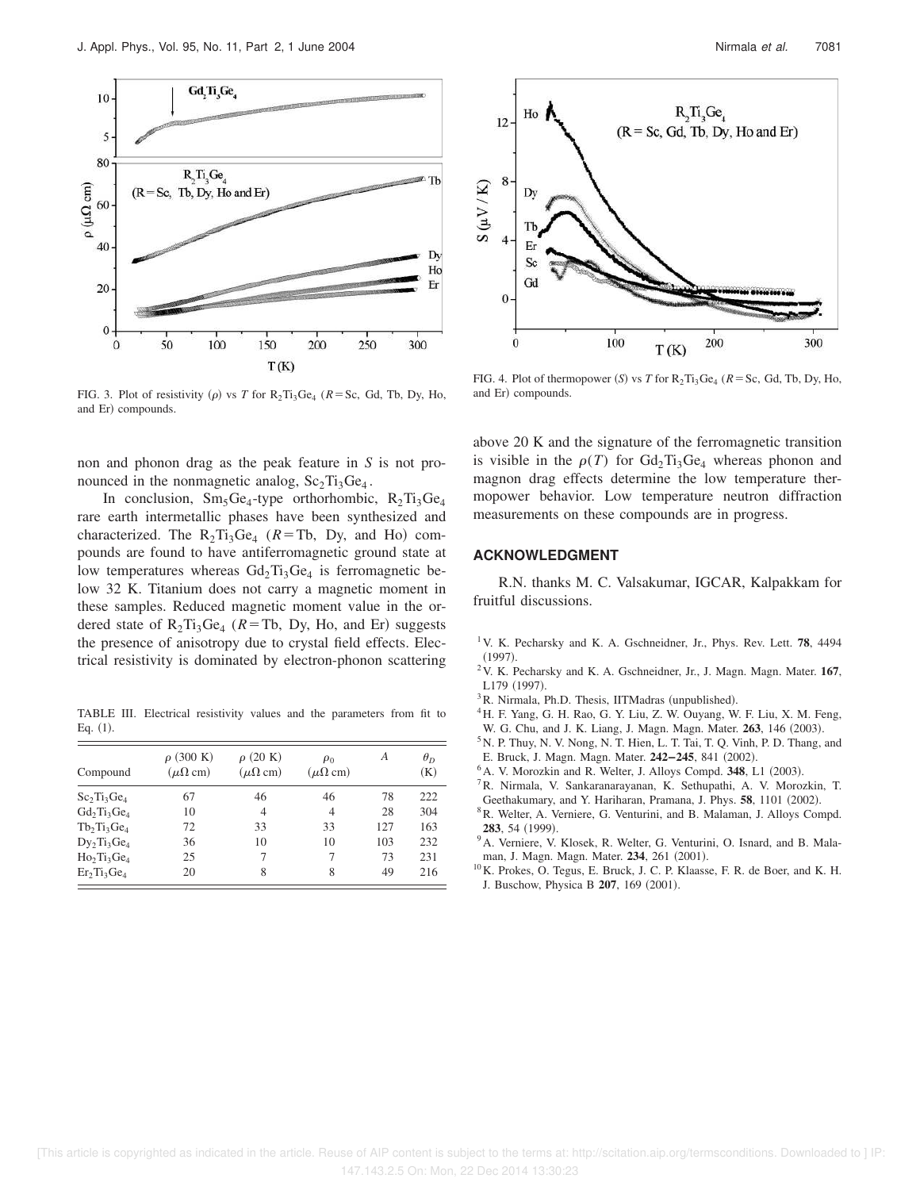Gd$_2$Ti$_3$Ge$_4$

R$_2$Ti$_3$Ge$_4$
(R = Sc, Tb, Dy, Ho and Er)

ρ (μΩ cm)

Tb
Dy
Ho
Er

T (K)

FIG. 3. Plot of resistivity (ρ) vs $T$ for R$_2$Ti$_3$Ge$_4$ ($R$=Sc, Gd, Tb, Dy, Ho, and Er) compounds.

R$_2$Ti$_3$Ge$_4$
(R = Sc, Gd, Tb, Dy, Ho and Er)

S (μV / K)

Ho
Dy
Tb
Er
Sc
Gd

T (K)

FIG. 4. Plot of thermopower ($S$) vs $T$ for R$_2$Ti$_3$Ge$_4$ ($R$=Sc, Gd, Tb, Dy, Ho, and Er) compounds.

non and phonon drag as the peak feature in $S$ is not pronounced in the nonmagnetic analog, Sc$_2$Ti$_3$Ge$_4$.

In conclusion, Sm$_5$Ge$_4$-type orthorhombic, R$_2$Ti$_3$Ge$_4$ rare earth intermetallic phases have been synthesized and characterized. The R$_2$Ti$_3$Ge$_4$ ($R$=Tb, Dy, and Ho) compounds are found to have antiferromagnetic ground state at low temperatures whereas Gd$_2$Ti$_3$Ge$_4$ is ferromagnetic below 32 K. Titanium does not carry a magnetic moment in these samples. Reduced magnetic moment value in the ordered state of R$_2$Ti$_3$Ge$_4$ ($R$=Tb, Dy, Ho, and Er) suggests the presence of anisotropy due to crystal field effects. Electrical resistivity is dominated by electron-phonon scattering above 20 K and the signature of the ferromagnetic transition is visible in the $\rho(T)$ for Gd$_2$Ti$_3$Ge$_4$ whereas phonon and magnon drag effects determine the low temperature thermopower behavior. Low temperature neutron diffraction measurements on these compounds are in progress.

TABLE III. Electrical resistivity values and the parameters from fit to Eq. (1).

| Compound | $\rho$ (300 K) ($\mu\Omega$ cm) | $\rho$ (20 K) ($\mu\Omega$ cm) | $\rho_0$ ($\mu\Omega$ cm) | $A$ | $\theta_D$ (K) |
|---|---|---|---|---|---|
| Sc$_2$Ti$_3$Ge$_4$ | 67 | 46 | 46 | 78 | 222 |
| Gd$_2$Ti$_3$Ge$_4$ | 10 | 4 | 4 | 28 | 304 |
| Tb$_2$Ti$_3$Ge$_4$ | 72 | 33 | 33 | 127 | 163 |
| Dy$_2$Ti$_3$Ge$_4$ | 36 | 10 | 10 | 103 | 232 |
| Ho$_2$Ti$_3$Ge$_4$ | 25 | 7 | 7 | 73 | 231 |
| Er$_2$Ti$_3$Ge$_4$ | 20 | 8 | 8 | 49 | 216 |

## ACKNOWLEDGMENT

R.N. thanks M. C. Valsakumar, IGCAR, Kalpakkam for fruitful discussions.

[1] V. K. Pecharsky and K. A. Gschneidner, Jr., Phys. Rev. Lett. **78**, 4494 (1997).
[2] V. K. Pecharsky and K. A. Gschneidner, Jr., J. Magn. Magn. Mater. **167**, L179 (1997).
[3] R. Nirmala, Ph.D. Thesis, IITMadras (unpublished).
[4] H. F. Yang, G. H. Rao, G. Y. Liu, Z. W. Ouyang, W. F. Liu, X. M. Feng, W. G. Chu, and J. K. Liang, J. Magn. Magn. Mater. **263**, 146 (2003).
[5] N. P. Thuy, N. V. Nong, N. T. Hien, L. T. Tai, T. Q. Vinh, P. D. Thang, and E. Bruck, J. Magn. Magn. Mater. **242–245**, 841 (2002).
[6] A. V. Morozkin and R. Welter, J. Alloys Compd. **348**, L1 (2003).
[7] R. Nirmala, V. Sankaranarayanan, K. Sethupathi, A. V. Morozkin, T. Geethakumary, and Y. Hariharan, Pramana, J. Phys. **58**, 1101 (2002).
[8] R. Welter, A. Verniere, G. Venturini, and B. Malaman, J. Alloys Compd. **283**, 54 (1999).
[9] A. Verniere, V. Klosek, R. Welter, G. Venturini, O. Isnard, and B. Malaman, J. Magn. Magn. Mater. **234**, 261 (2001).
[10] K. Prokes, O. Tegus, E. Bruck, J. C. P. Klaasse, F. R. de Boer, and K. H. J. Buschow, Physica B **207**, 169 (2001).